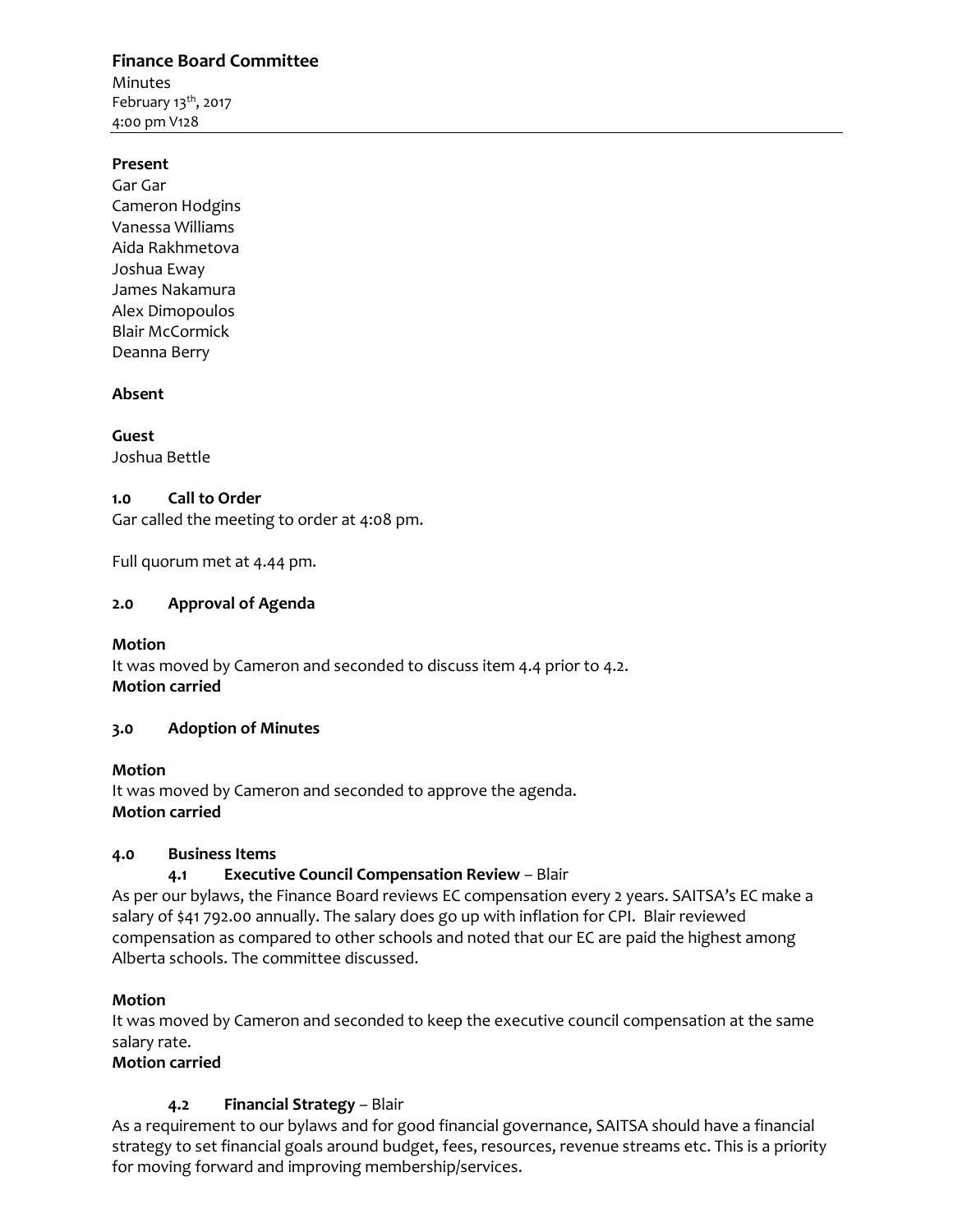# Finance Board Committee

Minutes
February 13th, 2017
4:00 pm V128

---

**Present**
Gar Gar
Cameron Hodgins
Vanessa Williams
Aida Rakhmetova
Joshua Eway
James Nakamura
Alex Dimopoulos
Blair McCormick
Deanna Berry

**Absent**

**Guest**
Joshua Bettle

## 1.0 Call to Order

Gar called the meeting to order at 4:08 pm.

Full quorum met at 4.44 pm.

## 2.0 Approval of Agenda

**Motion**
It was moved by Cameron and seconded to discuss item 4.4 prior to 4.2.
**Motion carried**

## 3.0 Adoption of Minutes

**Motion**
It was moved by Cameron and seconded to approve the agenda.
**Motion carried**

## 4.0 Business Items

### 4.1 Executive Council Compensation Review – Blair

As per our bylaws, the Finance Board reviews EC compensation every 2 years. SAITSA's EC make a salary of $41 792.00 annually. The salary does go up with inflation for CPI. Blair reviewed compensation as compared to other schools and noted that our EC are paid the highest among Alberta schools. The committee discussed.

**Motion**
It was moved by Cameron and seconded to keep the executive council compensation at the same salary rate.
**Motion carried**

### 4.2 Financial Strategy – Blair

As a requirement to our bylaws and for good financial governance, SAITSA should have a financial strategy to set financial goals around budget, fees, resources, revenue streams etc. This is a priority for moving forward and improving membership/services.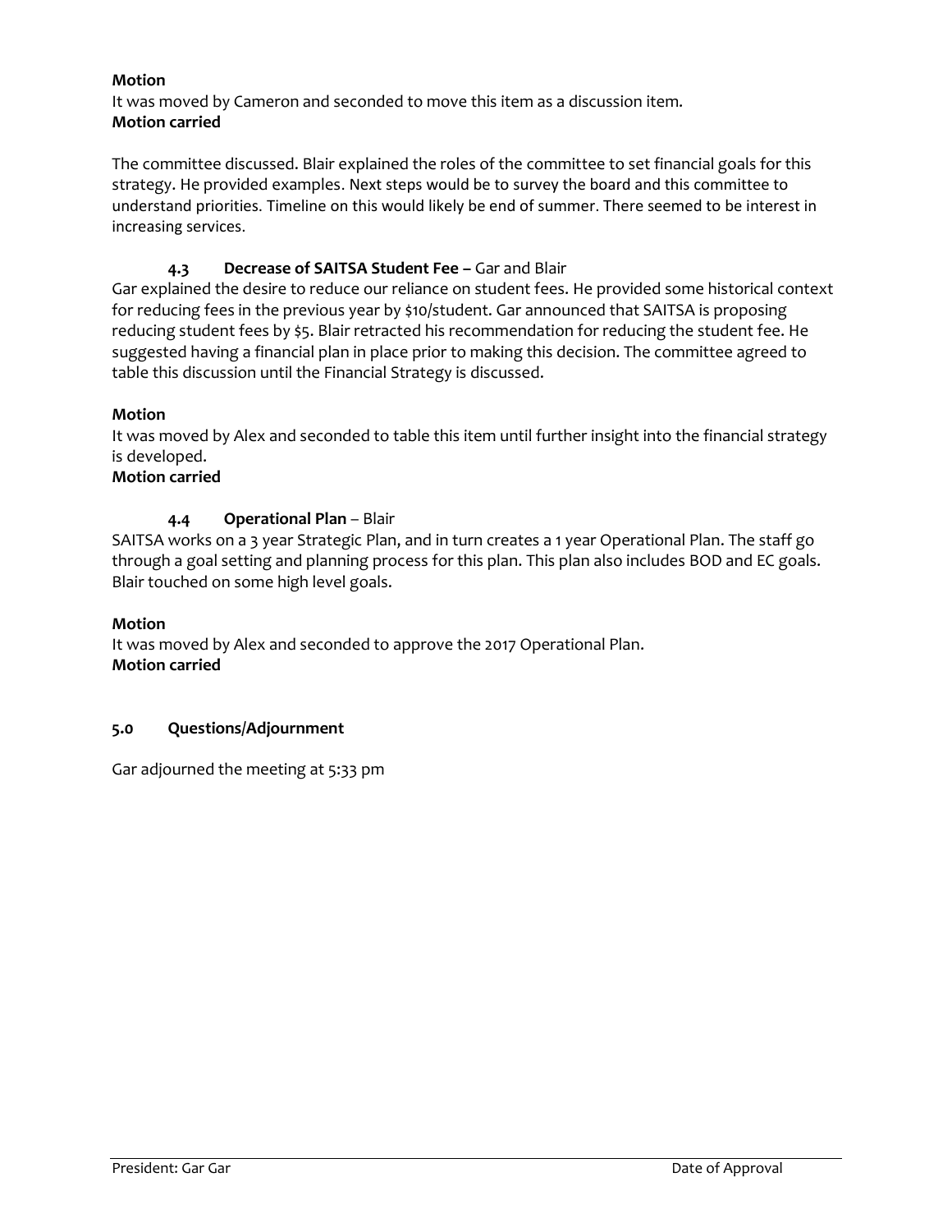**Motion**
It was moved by Cameron and seconded to move this item as a discussion item.
**Motion carried**

The committee discussed. Blair explained the roles of the committee to set financial goals for this strategy. He provided examples. Next steps would be to survey the board and this committee to understand priorities. Timeline on this would likely be end of summer. There seemed to be interest in increasing services.

### 4.3 Decrease of SAITSA Student Fee – Gar and Blair

Gar explained the desire to reduce our reliance on student fees. He provided some historical context for reducing fees in the previous year by $10/student. Gar announced that SAITSA is proposing reducing student fees by $5. Blair retracted his recommendation for reducing the student fee. He suggested having a financial plan in place prior to making this decision. The committee agreed to table this discussion until the Financial Strategy is discussed.

**Motion**
It was moved by Alex and seconded to table this item until further insight into the financial strategy is developed.
**Motion carried**

### 4.4 Operational Plan – Blair

SAITSA works on a 3 year Strategic Plan, and in turn creates a 1 year Operational Plan. The staff go through a goal setting and planning process for this plan. This plan also includes BOD and EC goals. Blair touched on some high level goals.

**Motion**
It was moved by Alex and seconded to approve the 2017 Operational Plan.
**Motion carried**

## 5.0 Questions/Adjournment

Gar adjourned the meeting at 5:33 pm

President: Gar Gar Date of Approval